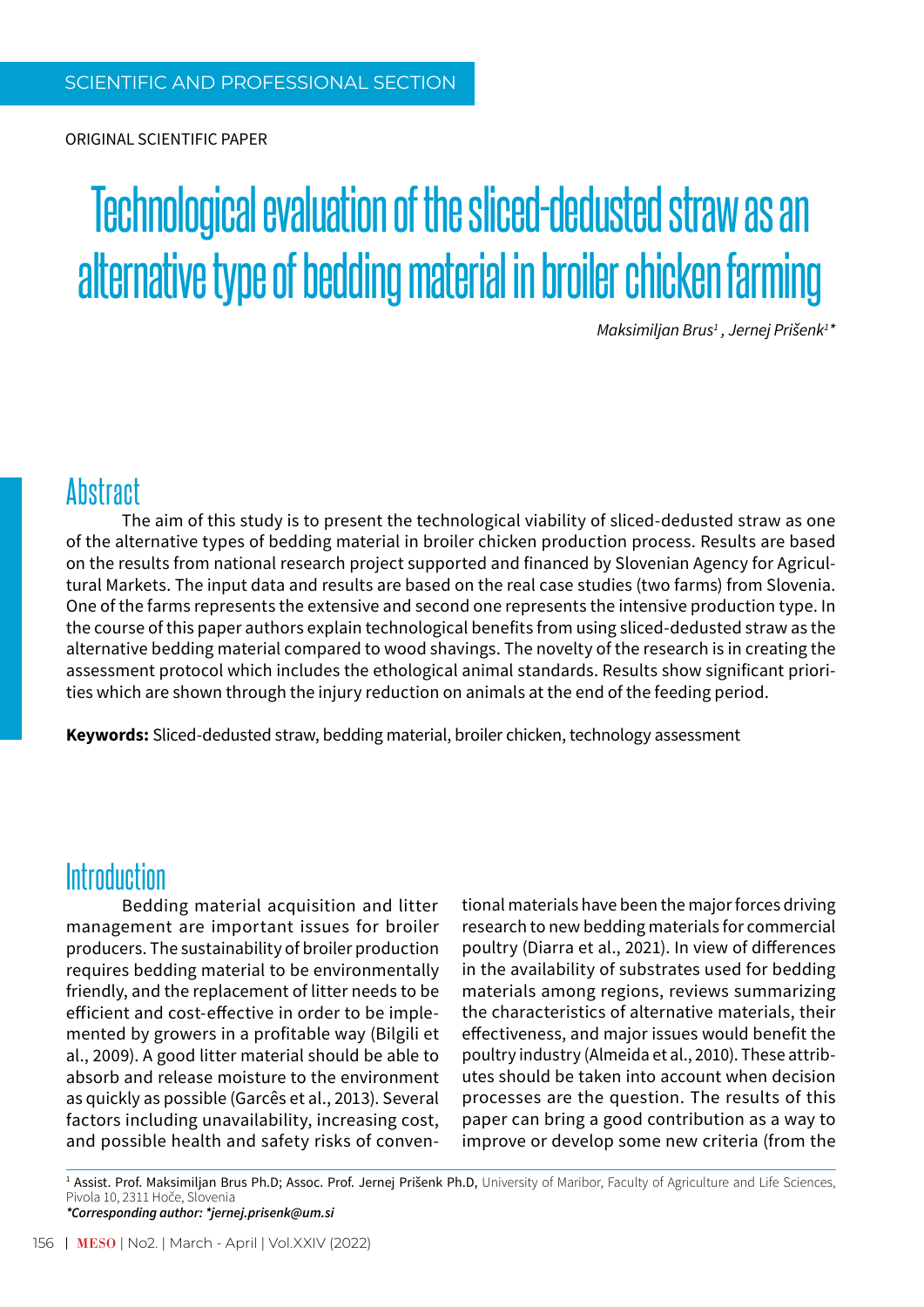SCIENTIFIC AND PROFESSIONAL SECTION

ORIGINAL SCIENTIFIC PAPER

# Technological evaluation of the sliced-dedusted straw as an alternative type of bedding material in broiler chicken farming

*Maksimiljan Brus[1], Jernej Prišenk[1]**

## Abstract

The aim of this study is to present the technological viability of sliced-dedusted straw as one of the alternative types of bedding material in broiler chicken production process. Results are based on the results from national research project supported and financed by Slovenian Agency for Agricultural Markets. The input data and results are based on the real case studies (two farms) from Slovenia. One of the farms represents the extensive and second one represents the intensive production type. In the course of this paper authors explain technological benefits from using sliced-dedusted straw as the alternative bedding material compared to wood shavings. The novelty of the research is in creating the assessment protocol which includes the ethological animal standards. Results show significant priorities which are shown through the injury reduction on animals at the end of the feeding period.

**Keywords:** Sliced-dedusted straw, bedding material, broiler chicken, technology assessment

## Introduction

Bedding material acquisition and litter management are important issues for broiler producers. The sustainability of broiler production requires bedding material to be environmentally friendly, and the replacement of litter needs to be efficient and cost-effective in order to be implemented by growers in a profitable way (Bilgili et al., 2009). A good litter material should be able to absorb and release moisture to the environment as quickly as possible (Garcês et al., 2013). Several factors including unavailability, increasing cost, and possible health and safety risks of conventional materials have been the major forces driving research to new bedding materials for commercial poultry (Diarra et al., 2021). In view of differences in the availability of substrates used for bedding materials among regions, reviews summarizing the characteristics of alternative materials, their effectiveness, and major issues would benefit the poultry industry (Almeida et al., 2010). These attributes should be taken into account when decision processes are the question. The results of this paper can bring a good contribution as a way to improve or develop some new criteria (from the

[1] Assist. Prof. Maksimiljan Brus Ph.D; Assoc. Prof. Jernej Prišenk Ph.D, University of Maribor, Faculty of Agriculture and Life Sciences, Pivola 10, 2311 Hoče, Slovenia

**Corresponding author: *jernej.prisenk@um.si*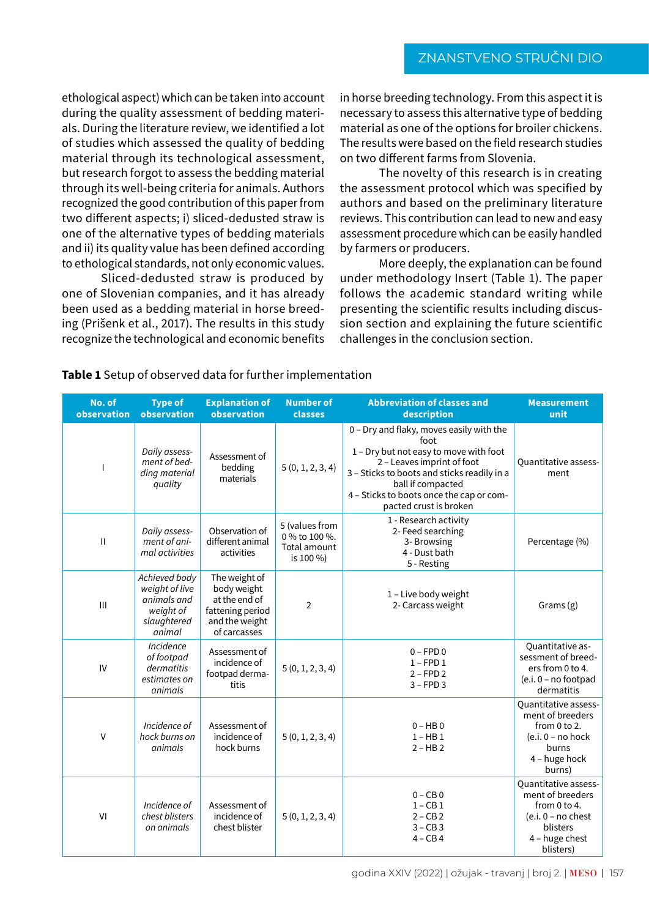ethological aspect) which can be taken into account during the quality assessment of bedding materials. During the literature review, we identified a lot of studies which assessed the quality of bedding material through its technological assessment, but research forgot to assess the bedding material through its well-being criteria for animals. Authors recognized the good contribution of this paper from two different aspects; i) sliced-dedusted straw is one of the alternative types of bedding materials and ii) its quality value has been defined according to ethological standards, not only economic values.

Sliced-dedusted straw is produced by one of Slovenian companies, and it has already been used as a bedding material in horse breeding (Prišenk et al., 2017). The results in this study recognize the technological and economic benefits in horse breeding technology. From this aspect it is necessary to assess this alternative type of bedding material as one of the options for broiler chickens. The results were based on the field research studies on two different farms from Slovenia.

The novelty of this research is in creating the assessment protocol which was specified by authors and based on the preliminary literature reviews. This contribution can lead to new and easy assessment procedure which can be easily handled by farmers or producers.

More deeply, the explanation can be found under methodology Insert (Table 1). The paper follows the academic standard writing while presenting the scientific results including discussion section and explaining the future scientific challenges in the conclusion section.

**Table 1** Setup of observed data for further implementation

| No. of observation | Type of observation | Explanation of observation | Number of classes | Abbreviation of classes and description | Measurement unit |
|---|---|---|---|---|---|
| I | *Daily assessment of bedding material quality* | Assessment of bedding materials | 5 (0, 1, 2, 3, 4) | 0 – Dry and flaky, moves easily with the foot<br>1 – Dry but not easy to move with foot<br>2 – Leaves imprint of foot<br>3 – Sticks to boots and sticks readily in a ball if compacted<br>4 – Sticks to boots once the cap or compacted crust is broken | Quantitative assessment |
| II | *Daily assessment of animal activities* | Observation of different animal activities | 5 (values from 0 % to 100 %. Total amount is 100 %) | 1 - Research activity<br>2- Feed searching<br>3- Browsing<br>4 - Dust bath<br>5 - Resting | Percentage (%) |
| III | *Achieved body weight of live animals and weight of slaughtered animal* | The weight of body weight at the end of fattening period and the weight of carcasses | 2 | 1 – Live body weight<br>2- Carcass weight | Grams (g) |
| IV | *Incidence of footpad dermatitis estimates on animals* | Assessment of incidence of footpad dermatitis | 5 (0, 1, 2, 3, 4) | 0 – FPD 0<br>1 – FPD 1<br>2 – FPD 2<br>3 – FPD 3 | Quantitative assessment of breeders from 0 to 4. (e.i. 0 – no footpad dermatitis |
| V | *Incidence of hock burns on animals* | Assessment of incidence of hock burns | 5 (0, 1, 2, 3, 4) | 0 – HB 0<br>1 – HB 1<br>2 – HB 2 | Quantitative assessment of breeders from 0 to 2. (e.i. 0 – no hock burns<br>4 – huge hock burns) |
| VI | *Incidence of chest blisters on animals* | Assessment of incidence of chest blister | 5 (0, 1, 2, 3, 4) | 0 – CB 0<br>1 – CB 1<br>2 – CB 2<br>3 – CB 3<br>4 – CB 4 | Quantitative assessment of breeders from 0 to 4. (e.i. 0 – no chest blisters<br>4 – huge chest blisters) |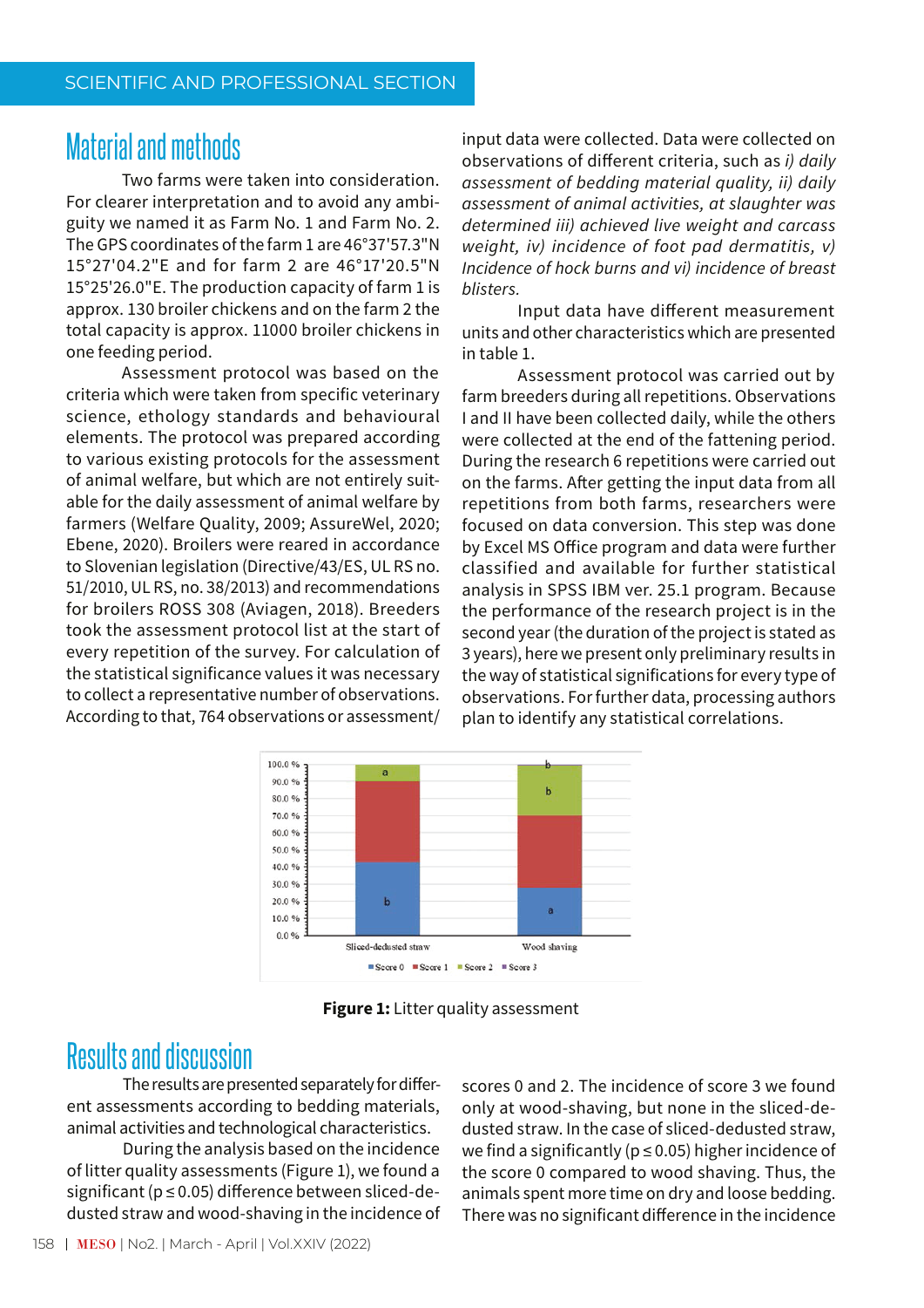## Material and methods

Two farms were taken into consideration. For clearer interpretation and to avoid any ambiguity we named it as Farm No. 1 and Farm No. 2. The GPS coordinates of the farm 1 are 46°37'57.3"N 15°27'04.2"E and for farm 2 are 46°17'20.5"N 15°25'26.0"E. The production capacity of farm 1 is approx. 130 broiler chickens and on the farm 2 the total capacity is approx. 11000 broiler chickens in one feeding period.

Assessment protocol was based on the criteria which were taken from specific veterinary science, ethology standards and behavioural elements. The protocol was prepared according to various existing protocols for the assessment of animal welfare, but which are not entirely suitable for the daily assessment of animal welfare by farmers (Welfare Quality, 2009; AssureWel, 2020; Ebene, 2020). Broilers were reared in accordance to Slovenian legislation (Directive/43/ES, UL RS no. 51/2010, UL RS, no. 38/2013) and recommendations for broilers ROSS 308 (Aviagen, 2018). Breeders took the assessment protocol list at the start of every repetition of the survey. For calculation of the statistical significance values it was necessary to collect a representative number of observations. According to that, 764 observations or assessment/input data were collected. Data were collected on observations of different criteria, such as *i) daily assessment of bedding material quality, ii) daily assessment of animal activities, at slaughter was determined iii) achieved live weight and carcass weight, iv) incidence of foot pad dermatitis, v) Incidence of hock burns and vi) incidence of breast blisters.*

Input data have different measurement units and other characteristics which are presented in table 1.

Assessment protocol was carried out by farm breeders during all repetitions. Observations I and II have been collected daily, while the others were collected at the end of the fattening period. During the research 6 repetitions were carried out on the farms. After getting the input data from all repetitions from both farms, researchers were focused on data conversion. This step was done by Excel MS Office program and data were further classified and available for further statistical analysis in SPSS IBM ver. 25.1 program. Because the performance of the research project is in the second year (the duration of the project is stated as 3 years), here we present only preliminary results in the way of statistical significations for every type of observations. For further data, processing authors plan to identify any statistical correlations.

**Figure 1:** Litter quality assessment

## Results and discussion

The results are presented separately for different assessments according to bedding materials, animal activities and technological characteristics.

During the analysis based on the incidence of litter quality assessments (Figure 1), we found a significant ($p \leq 0.05$) difference between sliced-dedusted straw and wood-shaving in the incidence of scores 0 and 2. The incidence of score 3 we found only at wood-shaving, but none in the sliced-dedusted straw. In the case of sliced-dedusted straw, we find a significantly ($p \leq 0.05$) higher incidence of the score 0 compared to wood shaving. Thus, the animals spent more time on dry and loose bedding. There was no significant difference in the incidence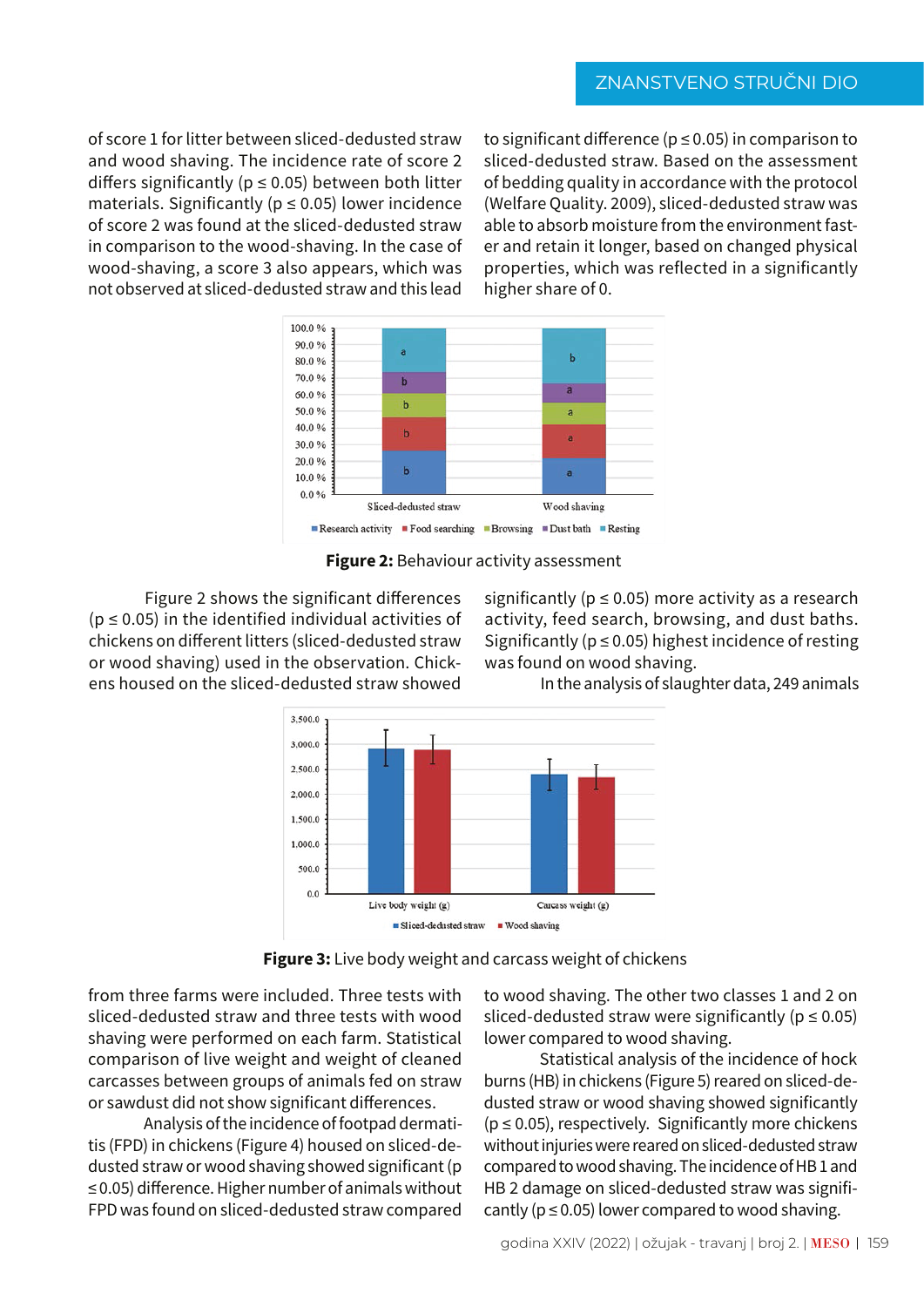of score 1 for litter between sliced-dedusted straw and wood shaving. The incidence rate of score 2 differs significantly ($p \leq 0.05$) between both litter materials. Significantly ($p \leq 0.05$) lower incidence of score 2 was found at the sliced-dedusted straw in comparison to the wood-shaving. In the case of wood-shaving, a score 3 also appears, which was not observed at sliced-dedusted straw and this lead to significant difference ($p \leq 0.05$) in comparison to sliced-dedusted straw. Based on the assessment of bedding quality in accordance with the protocol (Welfare Quality. 2009), sliced-dedusted straw was able to absorb moisture from the environment faster and retain it longer, based on changed physical properties, which was reflected in a significantly higher share of 0.

**Figure 2:** Behaviour activity assessment

Figure 2 shows the significant differences ($p \leq 0.05$) in the identified individual activities of chickens on different litters (sliced-dedusted straw or wood shaving) used in the observation. Chickens housed on the sliced-dedusted straw showed significantly ($p \leq 0.05$) more activity as a research activity, feed search, browsing, and dust baths. Significantly ($p \leq 0.05$) highest incidence of resting was found on wood shaving.

In the analysis of slaughter data, 249 animals

**Figure 3:** Live body weight and carcass weight of chickens

from three farms were included. Three tests with sliced-dedusted straw and three tests with wood shaving were performed on each farm. Statistical comparison of live weight and weight of cleaned carcasses between groups of animals fed on straw or sawdust did not show significant differences.

Analysis of the incidence of footpad dermatitis (FPD) in chickens (Figure 4) housed on sliced-dedusted straw or wood shaving showed significant ($p \leq 0.05$) difference. Higher number of animals without FPD was found on sliced-dedusted straw compared to wood shaving. The other two classes 1 and 2 on sliced-dedusted straw were significantly ($p \leq 0.05$) lower compared to wood shaving.

Statistical analysis of the incidence of hock burns (HB) in chickens (Figure 5) reared on sliced-dedusted straw or wood shaving showed significantly ($p \leq 0.05$), respectively. Significantly more chickens without injuries were reared on sliced-dedusted straw compared to wood shaving. The incidence of HB 1 and HB 2 damage on sliced-dedusted straw was significantly ($p \leq 0.05$) lower compared to wood shaving.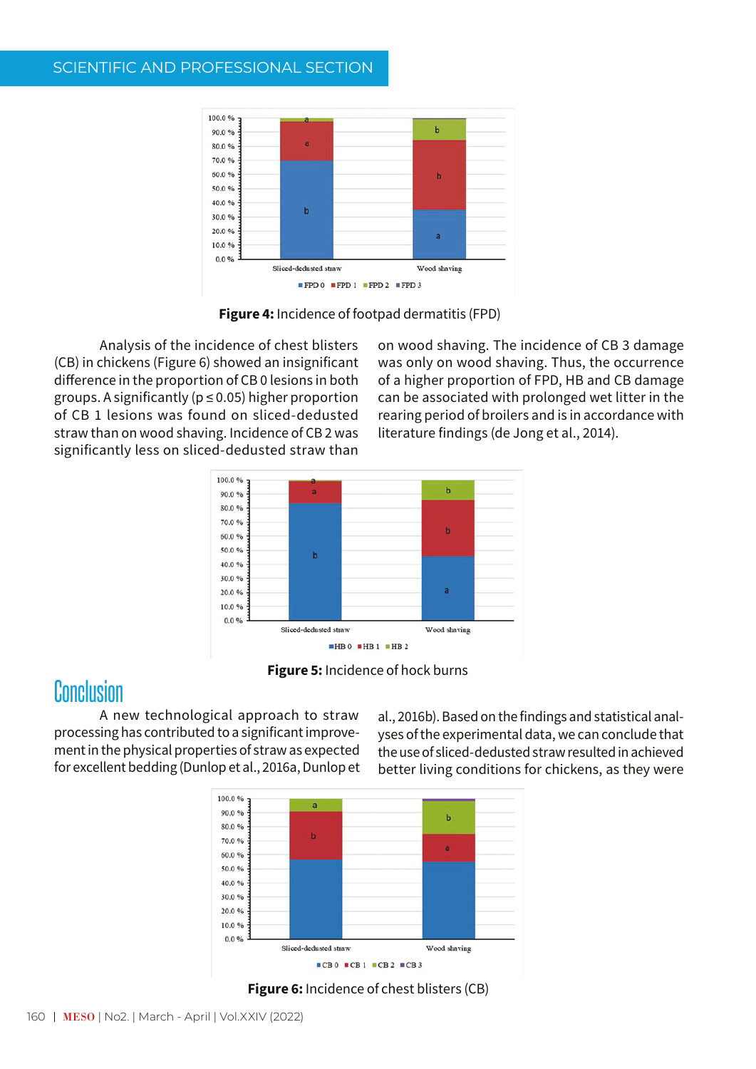Figure 4: Incidence of footpad dermatitis (FPD)

Analysis of the incidence of chest blisters (CB) in chickens (Figure 6) showed an insignificant difference in the proportion of CB 0 lesions in both groups. A significantly ($p \leq 0.05$) higher proportion of CB 1 lesions was found on sliced-dedusted straw than on wood shaving. Incidence of CB 2 was significantly less on sliced-dedusted straw than on wood shaving. The incidence of CB 3 damage was only on wood shaving. Thus, the occurrence of a higher proportion of FPD, HB and CB damage can be associated with prolonged wet litter in the rearing period of broilers and is in accordance with literature findings (de Jong et al., 2014).

Figure 5: Incidence of hock burns

## Conclusion

A new technological approach to straw processing has contributed to a significant improvement in the physical properties of straw as expected for excellent bedding (Dunlop et al., 2016a, Dunlop et al., 2016b). Based on the findings and statistical analyses of the experimental data, we can conclude that the use of sliced-dedusted straw resulted in achieved better living conditions for chickens, as they were

Figure 6: Incidence of chest blisters (CB)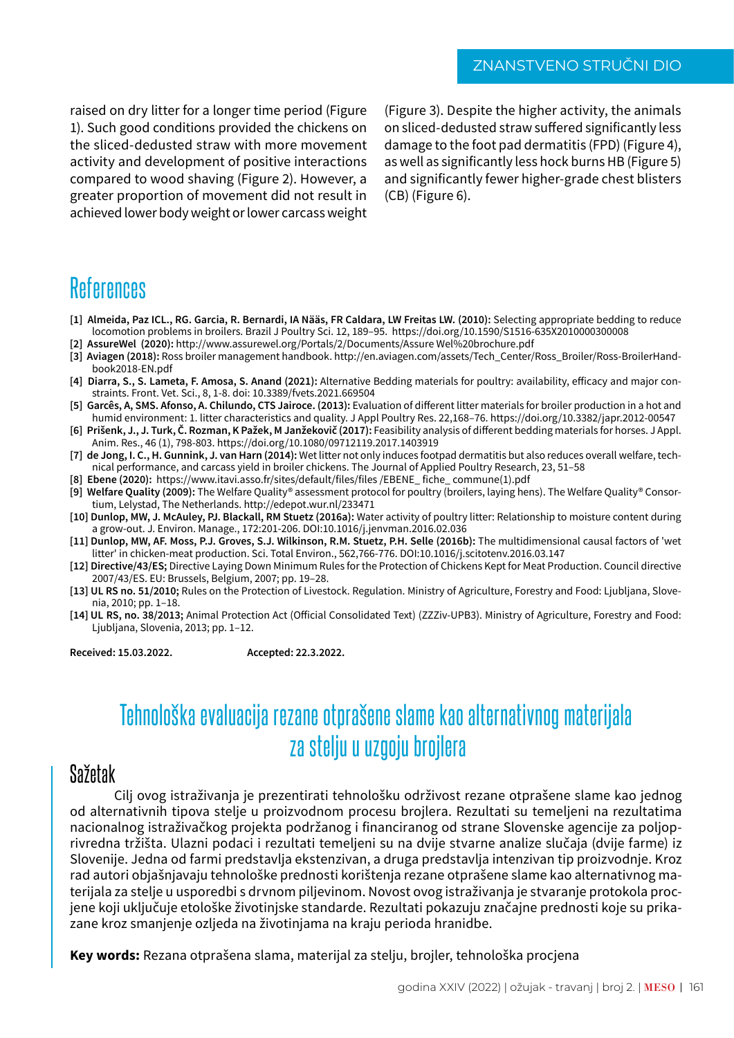raised on dry litter for a longer time period (Figure 1). Such good conditions provided the chickens on the sliced-dedusted straw with more movement activity and development of positive interactions compared to wood shaving (Figure 2). However, a greater proportion of movement did not result in achieved lower body weight or lower carcass weight (Figure 3). Despite the higher activity, the animals on sliced-dedusted straw suffered significantly less damage to the foot pad dermatitis (FPD) (Figure 4), as well as significantly less hock burns HB (Figure 5) and significantly fewer higher-grade chest blisters (CB) (Figure 6).

# References

- [1] **Almeida, Paz ICL., RG. Garcia, R. Bernardi, IA Nääs, FR Caldara, LW Freitas LW. (2010):** Selecting appropriate bedding to reduce locomotion problems in broilers. Brazil J Poultry Sci. 12, 189–95. https://doi.org/10.1590/S1516-635X2010000300008
- [2] **AssureWel (2020):** http://www.assurewel.org/Portals/2/Documents/Assure Wel%20brochure.pdf
- [3] **Aviagen (2018):** Ross broiler management handbook. http://en.aviagen.com/assets/Tech_Center/Ross_Broiler/Ross-BroilerHandbook2018-EN.pdf
- [4] **Diarra, S., S. Lameta, F. Amosa, S. Anand (2021):** Alternative Bedding materials for poultry: availability, efficacy and major constraints. Front. Vet. Sci., 8, 1-8. doi: 10.3389/fvets.2021.669504
- [5] **Garcês, A, SMS. Afonso, A. Chilundo, CTS Jairoce. (2013):** Evaluation of different litter materials for broiler production in a hot and humid environment: 1. litter characteristics and quality. J Appl Poultry Res. 22,168–76. https://doi.org/10.3382/japr.2012-00547
- [6] **Prišenk, J., J. Turk, Č. Rozman, K Pažek, M Janžekovič (2017):** Feasibility analysis of different bedding materials for horses. J Appl. Anim. Res., 46 (1), 798-803. https://doi.org/10.1080/09712119.2017.1403919
- [7] **de Jong, I. C., H. Gunnink, J. van Harn (2014):** Wet litter not only induces footpad dermatitis but also reduces overall welfare, technical performance, and carcass yield in broiler chickens. The Journal of Applied Poultry Research, 23, 51–58
- [8] **Ebene (2020):** https://www.itavi.asso.fr/sites/default/files/files /EBENE_ fiche_ commune(1).pdf
- [9] **Welfare Quality (2009):** The Welfare Quality® assessment protocol for poultry (broilers, laying hens). The Welfare Quality® Consortium, Lelystad, The Netherlands. http://edepot.wur.nl/233471
- [10] **Dunlop, MW, J. McAuley, PJ. Blackall, RM Stuetz (2016a):** Water activity of poultry litter: Relationship to moisture content during a grow-out. J. Environ. Manage., 172:201-206. DOI:10.1016/j.jenvman.2016.02.036
- [11] **Dunlop, MW, AF. Moss, P.J. Groves, S.J. Wilkinson, R.M. Stuetz, P.H. Selle (2016b):** The multidimensional causal factors of 'wet litter' in chicken-meat production. Sci. Total Environ., 562,766-776. DOI:10.1016/j.scitotenv.2016.03.147
- [12] **Directive/43/ES;** Directive Laying Down Minimum Rules for the Protection of Chickens Kept for Meat Production. Council directive 2007/43/ES. EU: Brussels, Belgium, 2007; pp. 19–28.
- [13] **UL RS no. 51/2010;** Rules on the Protection of Livestock. Regulation. Ministry of Agriculture, Forestry and Food: Ljubljana, Slovenia, 2010; pp. 1–18.
- [14] **UL RS, no. 38/2013;** Animal Protection Act (Official Consolidated Text) (ZZZiv-UPB3). Ministry of Agriculture, Forestry and Food: Ljubljana, Slovenia, 2013; pp. 1–12.

**Received: 15.03.2022.** **Accepted: 22.3.2022.**

# Tehnološka evaluacija rezane otprašene slame kao alternativnog materijala za stelju u uzgoju brojlera

## Sažetak

Cilj ovog istraživanja je prezentirati tehnološku održivost rezane otprašene slame kao jednog od alternativnih tipova stelje u proizvodnom procesu brojlera. Rezultati su temeljeni na rezultatima nacionalnog istraživačkog projekta podržanog i financiranog od strane Slovenske agencije za poljoprivredna tržišta. Ulazni podaci i rezultati temeljeni su na dvije stvarne analize slučaja (dvije farme) iz Slovenije. Jedna od farmi predstavlja ekstenzivan, a druga predstavlja intenzivan tip proizvodnje. Kroz rad autori objašnjavaju tehnološke prednosti korištenja rezane otprašene slame kao alternativnog materijala za stelje u usporedbi s drvnom piljevinom. Novost ovog istraživanja je stvaranje protokola procjene koji uključuje etološke životinjske standarde. Rezultati pokazuju značajne prednosti koje su prikazane kroz smanjenje ozljeda na životinjama na kraju perioda hranidbe.

**Key words:** Rezana otprašena slama, materijal za stelju, brojler, tehnološka procjena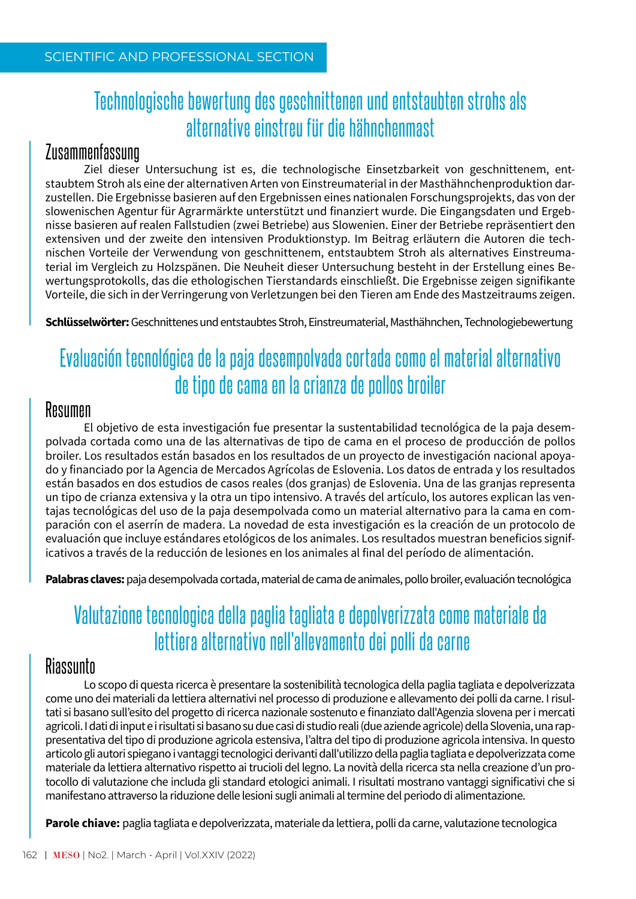# Technologische bewertung des geschnittenen und entstaubten strohs als alternative einstreu für die hähnchenmast

## Zusammenfassung

Ziel dieser Untersuchung ist es, die technologische Einsetzbarkeit von geschnittenem, entstaubtem Stroh als eine der alternativen Arten von Einstreumaterial in der Masthähnchenproduktion darzustellen. Die Ergebnisse basieren auf den Ergebnissen eines nationalen Forschungsprojekts, das von der slowenischen Agentur für Agrarmärkte unterstützt und finanziert wurde. Die Eingangsdaten und Ergebnisse basieren auf realen Fallstudien (zwei Betriebe) aus Slowenien. Einer der Betriebe repräsentiert den extensiven und der zweite den intensiven Produktionstyp. Im Beitrag erläutern die Autoren die technischen Vorteile der Verwendung von geschnittenem, entstaubtem Stroh als alternatives Einstreumaterial im Vergleich zu Holzspänen. Die Neuheit dieser Untersuchung besteht in der Erstellung eines Bewertungsprotokolls, das die ethologischen Tierstandards einschließt. Die Ergebnisse zeigen signifikante Vorteile, die sich in der Verringerung von Verletzungen bei den Tieren am Ende des Mastzeitraums zeigen.

**Schlüsselwörter:** Geschnittenes und entstaubtes Stroh, Einstreumaterial, Masthähnchen, Technologiebewertung

# Evaluación tecnológica de la paja desempolvada cortada como el material alternativo de tipo de cama en la crianza de pollos broiler

## Resumen

El objetivo de esta investigación fue presentar la sustentabilidad tecnológica de la paja desempolvada cortada como una de las alternativas de tipo de cama en el proceso de producción de pollos broiler. Los resultados están basados en los resultados de un proyecto de investigación nacional apoyado y financiado por la Agencia de Mercados Agrícolas de Eslovenia. Los datos de entrada y los resultados están basados en dos estudios de casos reales (dos granjas) de Eslovenia. Una de las granjas representa un tipo de crianza extensiva y la otra un tipo intensivo. A través del artículo, los autores explican las ventajas tecnológicas del uso de la paja desempolvada como un material alternativo para la cama en comparación con el aserrín de madera. La novedad de esta investigación es la creación de un protocolo de evaluación que incluye estándares etológicos de los animales. Los resultados muestran beneficios significativos a través de la reducción de lesiones en los animales al final del período de alimentación.

**Palabras claves:** paja desempolvada cortada, material de cama de animales, pollo broiler, evaluación tecnológica

# Valutazione tecnologica della paglia tagliata e depolverizzata come materiale da lettiera alternativo nell'allevamento dei polli da carne

## Riassunto

Lo scopo di questa ricerca è presentare la sostenibilità tecnologica della paglia tagliata e depolverizzata come uno dei materiali da lettiera alternativi nel processo di produzione e allevamento dei polli da carne. I risultati si basano sull'esito del progetto di ricerca nazionale sostenuto e finanziato dall'Agenzia slovena per i mercati agricoli. I dati di input e i risultati si basano su due casi di studio reali (due aziende agricole) della Slovenia, una rappresentativa del tipo di produzione agricola estensiva, l'altra del tipo di produzione agricola intensiva. In questo articolo gli autori spiegano i vantaggi tecnologici derivanti dall'utilizzo della paglia tagliata e depolverizzata come materiale da lettiera alternativo rispetto ai trucioli del legno. La novità della ricerca sta nella creazione d'un protocollo di valutazione che includa gli standard etologici animali. I risultati mostrano vantaggi significativi che si manifestano attraverso la riduzione delle lesioni sugli animali al termine del periodo di alimentazione.

**Parole chiave:** paglia tagliata e depolverizzata, materiale da lettiera, polli da carne, valutazione tecnologica